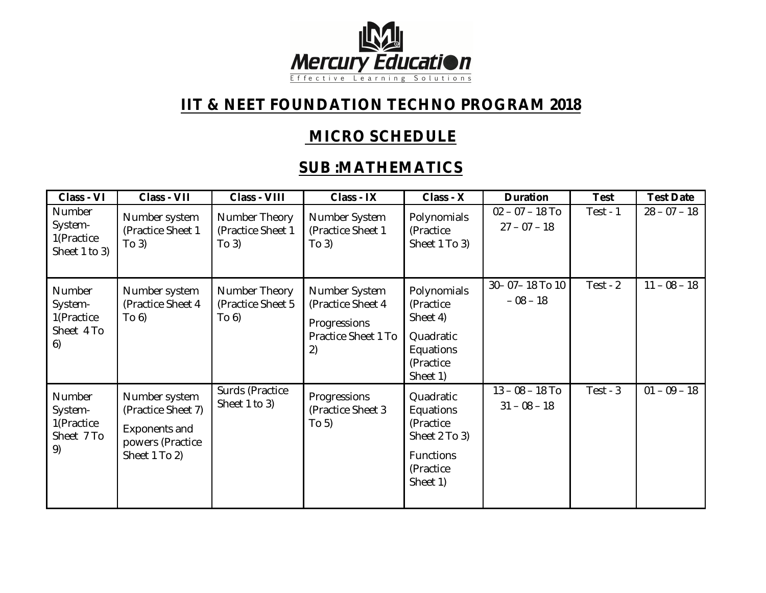Mercury Education

Effective Learning Solutions

# IIT & NEET FOUNDATION TECHNO PROGRAM 2018

## MICRO SCHEDULE

## SUB :MATHEMATICS

| Class - VI | Class - VII | Class - VIII | Class - IX | Class - X | Duration | Test | Test Date |
|---|---|---|---|---|---|---|---|
| Number System-1(Practice Sheet 1 to 3) | Number system (Practice Sheet 1 To 3) | Number Theory (Practice Sheet 1 To 3) | Number System (Practice Sheet 1 To 3) | Polynomials (Practice Sheet 1 To 3) | 02 – 07 – 18 To 27 – 07 – 18 | Test - 1 | 28 – 07 – 18 |
| Number System-1(Practice Sheet 4 To 6) | Number system (Practice Sheet 4 To 6) | Number Theory (Practice Sheet 5 To 6) | Number System (Practice Sheet 4 Progressions Practice Sheet 1 To 2) | Polynomials (Practice Sheet 4) Quadratic Equations (Practice Sheet 1) | 30– 07– 18 To 10 – 08 – 18 | Test - 2 | 11 – 08 – 18 |
| Number System-1(Practice Sheet 7 To 9) | Number system (Practice Sheet 7) Exponents and powers (Practice Sheet 1 To 2) | Surds (Practice Sheet 1 to 3) | Progressions (Practice Sheet 3 To 5) | Quadratic Equations (Practice Sheet 2 To 3) Functions (Practice Sheet 1) | 13 – 08 – 18 To 31 – 08 – 18 | Test - 3 | 01 – 09 – 18 |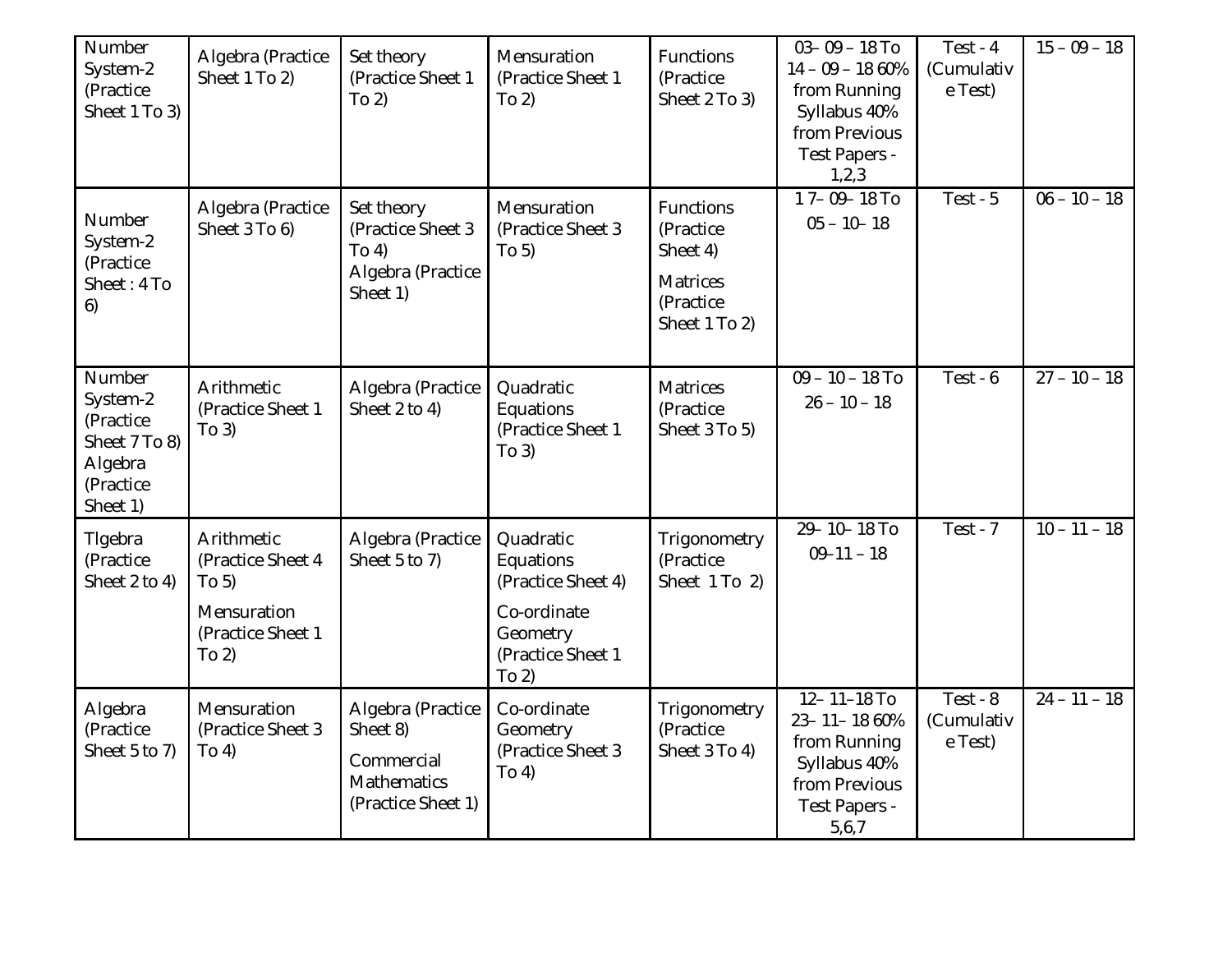| | | | | | | | |
|---|---|---|---|---|---|---|---|
| Number System-2 (Practice Sheet 1 To 3) | Algebra (Practice Sheet 1 To 2) | Set theory (Practice Sheet 1 To 2) | Mensuration (Practice Sheet 1 To 2) | Functions (Practice Sheet 2 To 3) | 03– 09 – 18 To 14 – 09 – 18 60% from Running Syllabus 40% from Previous Test Papers - 1,2,3 | Test - 4 (Cumulative Test) | 15 – 09 – 18 |
| Number System-2 (Practice Sheet : 4 To 6) | Algebra (Practice Sheet 3 To 6) | Set theory (Practice Sheet 3 To 4) Algebra (Practice Sheet 1) | Mensuration (Practice Sheet 3 To 5) | Functions (Practice Sheet 4) Matrices (Practice Sheet 1 To 2) | 1 7– 09– 18 To 05 – 10– 18 | Test - 5 | 06 – 10 – 18 |
| Number System-2 (Practice Sheet 7 To 8) Algebra (Practice Sheet 1) | Arithmetic (Practice Sheet 1 To 3) | Algebra (Practice Sheet 2 to 4) | Quadratic Equations (Practice Sheet 1 To 3) | Matrices (Practice Sheet 3 To 5) | 09 – 10 – 18 To 26 – 10 – 18 | Test - 6 | 27 – 10 – 18 |
| Tlgebra (Practice Sheet 2 to 4) | Arithmetic (Practice Sheet 4 To 5) Mensuration (Practice Sheet 1 To 2) | Algebra (Practice Sheet 5 to 7) | Quadratic Equations (Practice Sheet 4) Co-ordinate Geometry (Practice Sheet 1 To 2) | Trigonometry (Practice Sheet 1 To 2) | 29– 10– 18 To 09–11 – 18 | Test - 7 | 10 – 11 – 18 |
| Algebra (Practice Sheet 5 to 7) | Mensuration (Practice Sheet 3 To 4) | Algebra (Practice Sheet 8) Commercial Mathematics (Practice Sheet 1) | Co-ordinate Geometry (Practice Sheet 3 To 4) | Trigonometry (Practice Sheet 3 To 4) | 12– 11–18 To 23– 11– 18 60% from Running Syllabus 40% from Previous Test Papers - 5,6,7 | Test - 8 (Cumulative Test) | 24 – 11 – 18 |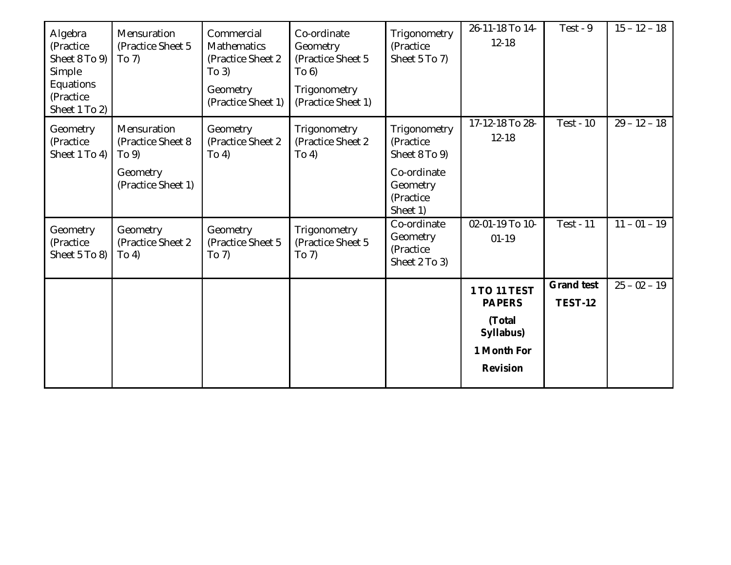| | | | | | | | |
|---|---|---|---|---|---|---|---|
| Algebra (Practice Sheet 8 To 9) Simple Equations (Practice Sheet 1 To 2) | Mensuration (Practice Sheet 5 To 7) | Commercial Mathematics (Practice Sheet 2 To 3) Geometry (Practice Sheet 1) | Co-ordinate Geometry (Practice Sheet 5 To 6) Trigonometry (Practice Sheet 1) | Trigonometry (Practice Sheet 5 To 7) | 26-11-18 To 14-12-18 | Test - 9 | 15 – 12 – 18 |
| Geometry (Practice Sheet 1 To 4) | Mensuration (Practice Sheet 8 To 9) Geometry (Practice Sheet 1) | Geometry (Practice Sheet 2 To 4) | Trigonometry (Practice Sheet 2 To 4) | Trigonometry (Practice Sheet 8 To 9) Co-ordinate Geometry (Practice Sheet 1) | 17-12-18 To 28-12-18 | Test - 10 | 29 – 12 – 18 |
| Geometry (Practice Sheet 5 To 8) | Geometry (Practice Sheet 2 To 4) | Geometry (Practice Sheet 5 To 7) | Trigonometry (Practice Sheet 5 To 7) | Co-ordinate Geometry (Practice Sheet 2 To 3) | 02-01-19 To 10-01-19 | Test - 11 | 11 – 01 – 19 |
| | | | | | **1 TO 11 TEST PAPERS (Total Syllabus) 1 Month For Revision** | **Grand test TEST-12** | 25 – 02 – 19 |